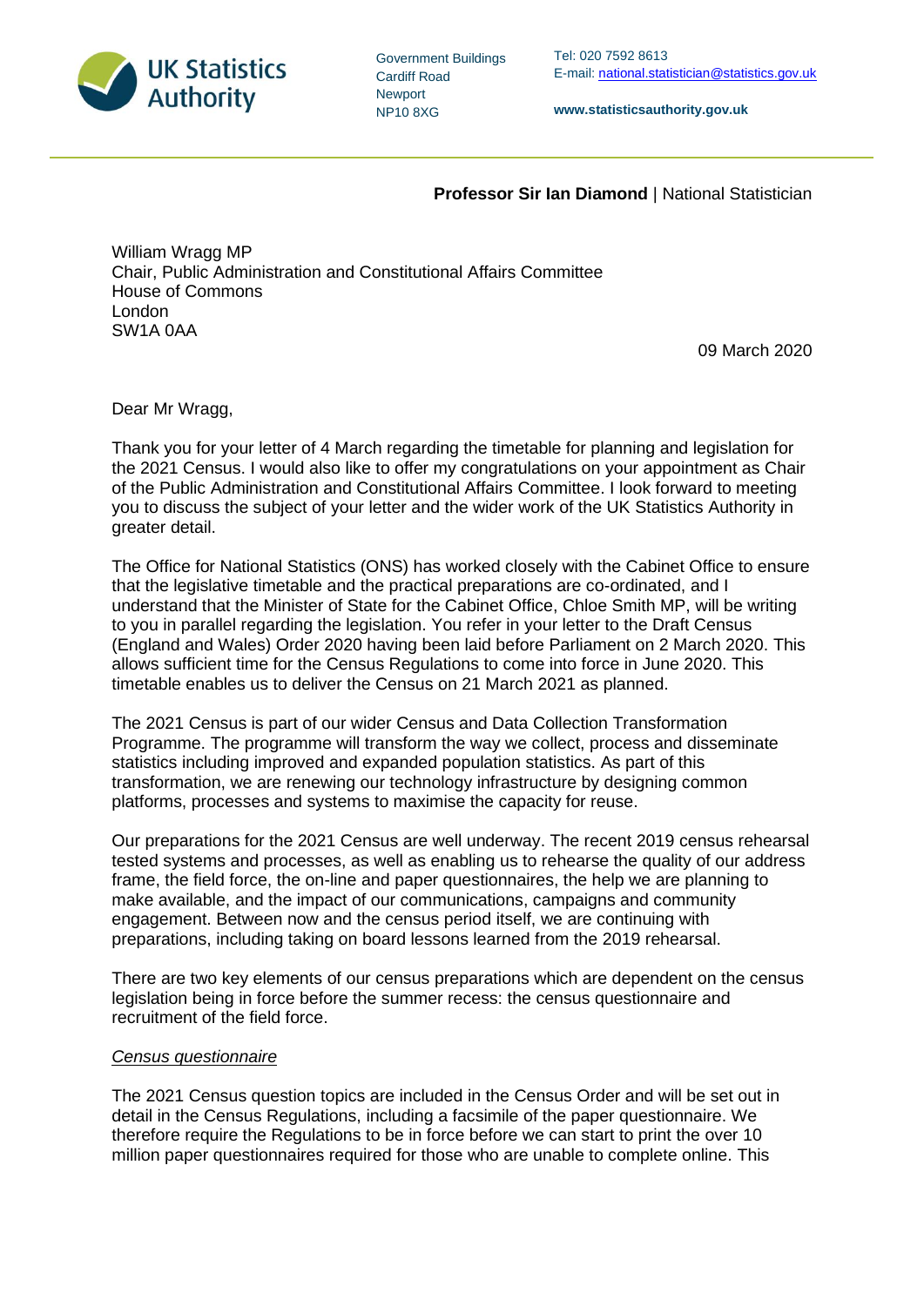UK Statistics Authority

Government Buildings
Cardiff Road
Newport
NP10 8XG

Tel: 020 7592 8613
E-mail: national.statistician@statistics.gov.uk

www.statisticsauthority.gov.uk

**Professor Sir Ian Diamond** | National Statistician

William Wragg MP
Chair, Public Administration and Constitutional Affairs Committee
House of Commons
London
SW1A 0AA

09 March 2020

Dear Mr Wragg,

Thank you for your letter of 4 March regarding the timetable for planning and legislation for the 2021 Census. I would also like to offer my congratulations on your appointment as Chair of the Public Administration and Constitutional Affairs Committee. I look forward to meeting you to discuss the subject of your letter and the wider work of the UK Statistics Authority in greater detail.

The Office for National Statistics (ONS) has worked closely with the Cabinet Office to ensure that the legislative timetable and the practical preparations are co-ordinated, and I understand that the Minister of State for the Cabinet Office, Chloe Smith MP, will be writing to you in parallel regarding the legislation. You refer in your letter to the Draft Census (England and Wales) Order 2020 having been laid before Parliament on 2 March 2020. This allows sufficient time for the Census Regulations to come into force in June 2020. This timetable enables us to deliver the Census on 21 March 2021 as planned.

The 2021 Census is part of our wider Census and Data Collection Transformation Programme. The programme will transform the way we collect, process and disseminate statistics including improved and expanded population statistics. As part of this transformation, we are renewing our technology infrastructure by designing common platforms, processes and systems to maximise the capacity for reuse.

Our preparations for the 2021 Census are well underway. The recent 2019 census rehearsal tested systems and processes, as well as enabling us to rehearse the quality of our address frame, the field force, the on-line and paper questionnaires, the help we are planning to make available, and the impact of our communications, campaigns and community engagement. Between now and the census period itself, we are continuing with preparations, including taking on board lessons learned from the 2019 rehearsal.

There are two key elements of our census preparations which are dependent on the census legislation being in force before the summer recess: the census questionnaire and recruitment of the field force.

*Census questionnaire*

The 2021 Census question topics are included in the Census Order and will be set out in detail in the Census Regulations, including a facsimile of the paper questionnaire. We therefore require the Regulations to be in force before we can start to print the over 10 million paper questionnaires required for those who are unable to complete online. This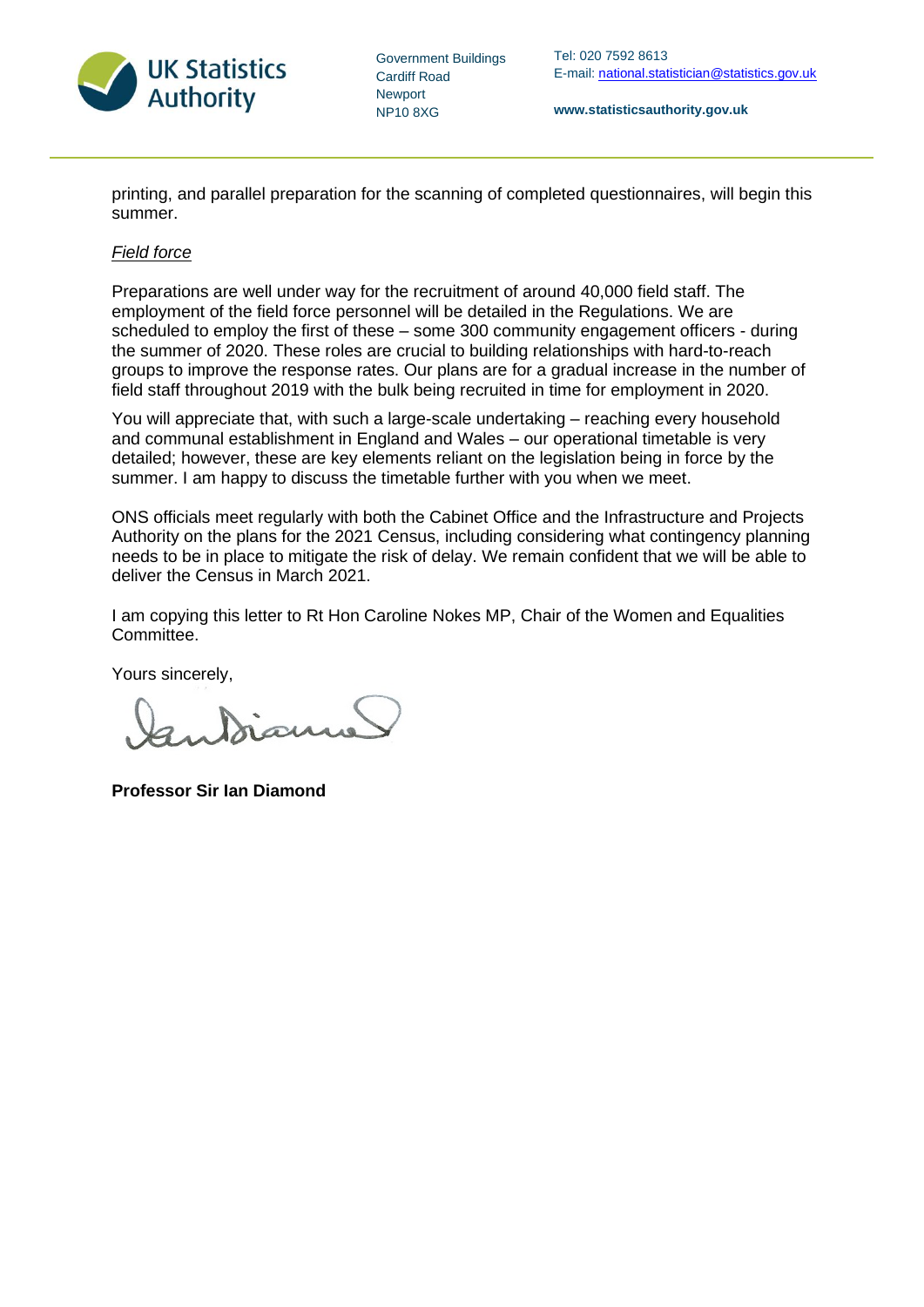printing, and parallel preparation for the scanning of completed questionnaires, will begin this summer.

*Field force*

Preparations are well under way for the recruitment of around 40,000 field staff. The employment of the field force personnel will be detailed in the Regulations. We are scheduled to employ the first of these – some 300 community engagement officers - during the summer of 2020. These roles are crucial to building relationships with hard-to-reach groups to improve the response rates. Our plans are for a gradual increase in the number of field staff throughout 2019 with the bulk being recruited in time for employment in 2020.

You will appreciate that, with such a large-scale undertaking – reaching every household and communal establishment in England and Wales – our operational timetable is very detailed; however, these are key elements reliant on the legislation being in force by the summer. I am happy to discuss the timetable further with you when we meet.

ONS officials meet regularly with both the Cabinet Office and the Infrastructure and Projects Authority on the plans for the 2021 Census, including considering what contingency planning needs to be in place to mitigate the risk of delay. We remain confident that we will be able to deliver the Census in March 2021.

I am copying this letter to Rt Hon Caroline Nokes MP, Chair of the Women and Equalities Committee.

Yours sincerely,

**Professor Sir Ian Diamond**